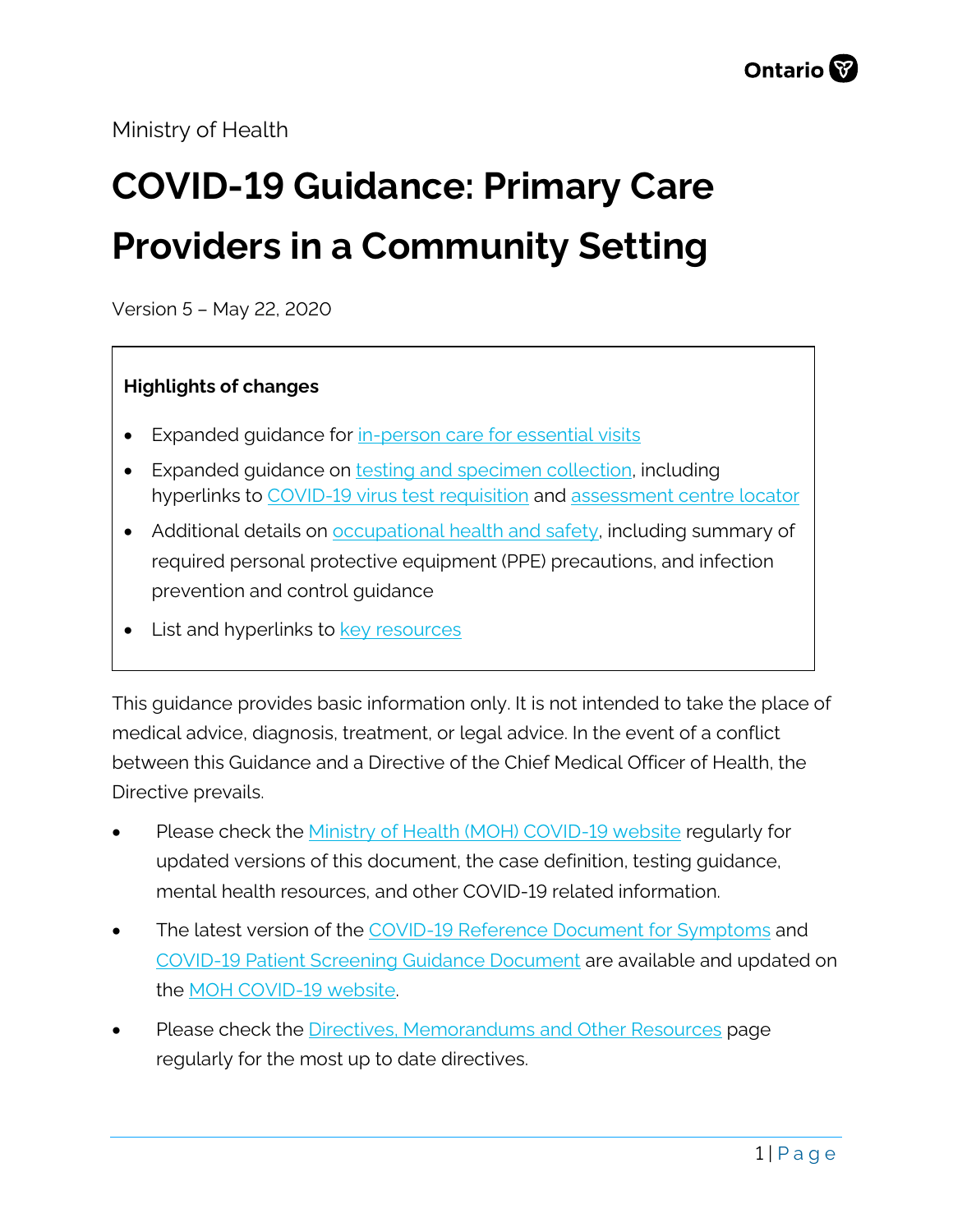Ministry of Health

# COVID-19 Guidance: Primary Care Providers in a Community Setting

Version 5 – May 22, 2020

**Highlights of changes**

- Expanded guidance for in-person care for essential visits
- Expanded guidance on testing and specimen collection, including hyperlinks to COVID-19 virus test requisition and assessment centre locator
- Additional details on occupational health and safety, including summary of required personal protective equipment (PPE) precautions, and infection prevention and control guidance
- List and hyperlinks to key resources

This guidance provides basic information only. It is not intended to take the place of medical advice, diagnosis, treatment, or legal advice. In the event of a conflict between this Guidance and a Directive of the Chief Medical Officer of Health, the Directive prevails.

- Please check the Ministry of Health (MOH) COVID-19 website regularly for updated versions of this document, the case definition, testing guidance, mental health resources, and other COVID-19 related information.
- The latest version of the COVID-19 Reference Document for Symptoms and COVID-19 Patient Screening Guidance Document are available and updated on the MOH COVID-19 website.
- Please check the Directives, Memorandums and Other Resources page regularly for the most up to date directives.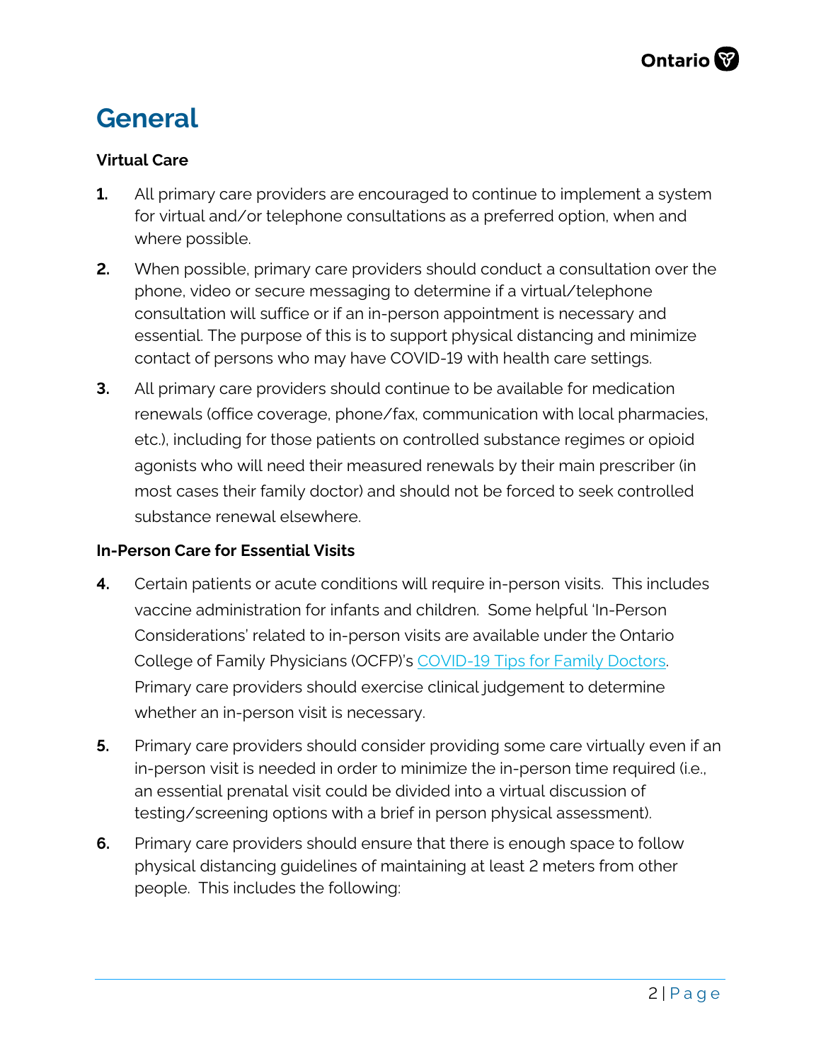# General

**Virtual Care**

1. All primary care providers are encouraged to continue to implement a system for virtual and/or telephone consultations as a preferred option, when and where possible.
2. When possible, primary care providers should conduct a consultation over the phone, video or secure messaging to determine if a virtual/telephone consultation will suffice or if an in-person appointment is necessary and essential. The purpose of this is to support physical distancing and minimize contact of persons who may have COVID-19 with health care settings.
3. All primary care providers should continue to be available for medication renewals (office coverage, phone/fax, communication with local pharmacies, etc.), including for those patients on controlled substance regimes or opioid agonists who will need their measured renewals by their main prescriber (in most cases their family doctor) and should not be forced to seek controlled substance renewal elsewhere.

**In-Person Care for Essential Visits**

4. Certain patients or acute conditions will require in-person visits. This includes vaccine administration for infants and children. Some helpful 'In-Person Considerations' related to in-person visits are available under the Ontario College of Family Physicians (OCFP)'s COVID-19 Tips for Family Doctors. Primary care providers should exercise clinical judgement to determine whether an in-person visit is necessary.
5. Primary care providers should consider providing some care virtually even if an in-person visit is needed in order to minimize the in-person time required (i.e., an essential prenatal visit could be divided into a virtual discussion of testing/screening options with a brief in person physical assessment).
6. Primary care providers should ensure that there is enough space to follow physical distancing guidelines of maintaining at least 2 meters from other people. This includes the following: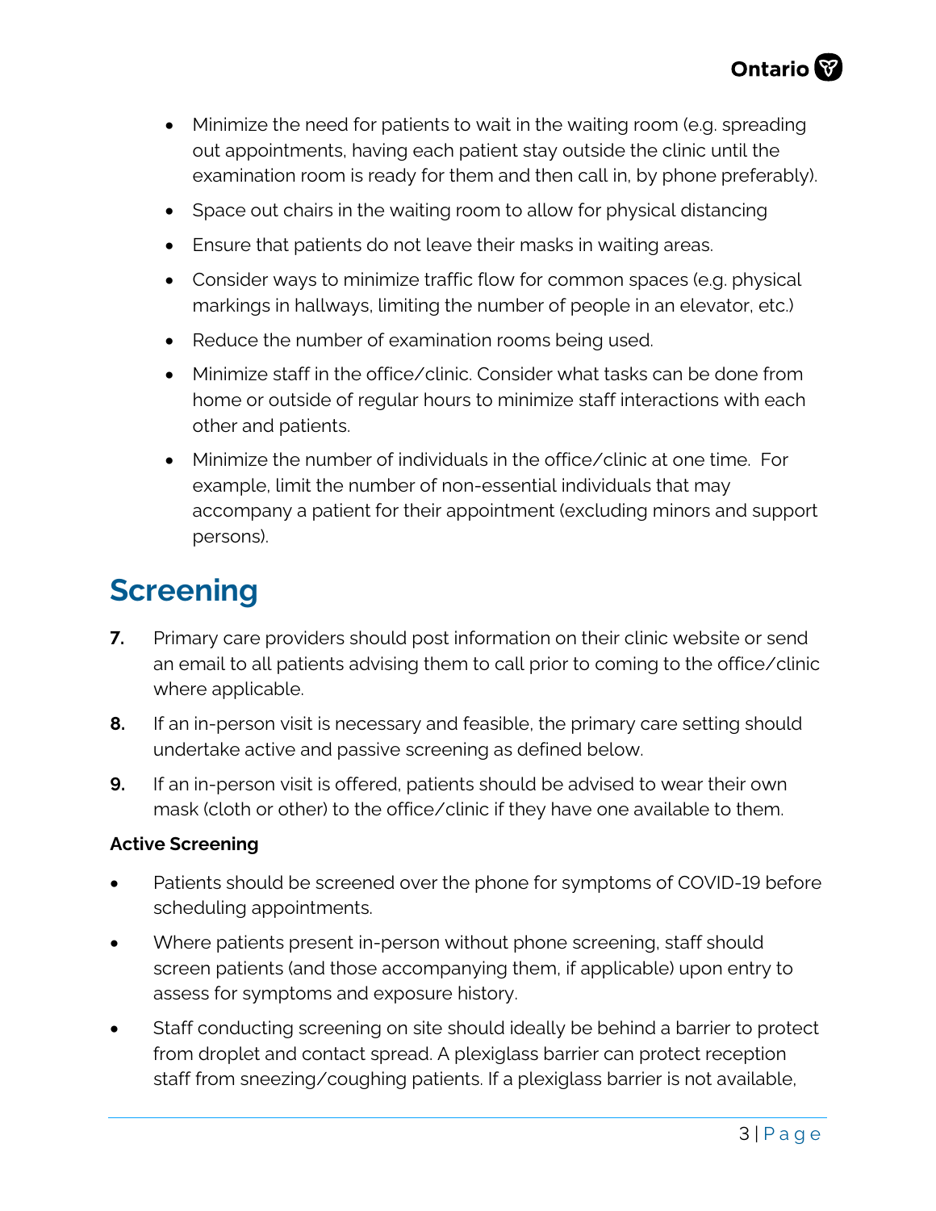- Minimize the need for patients to wait in the waiting room (e.g. spreading out appointments, having each patient stay outside the clinic until the examination room is ready for them and then call in, by phone preferably).
- Space out chairs in the waiting room to allow for physical distancing
- Ensure that patients do not leave their masks in waiting areas.
- Consider ways to minimize traffic flow for common spaces (e.g. physical markings in hallways, limiting the number of people in an elevator, etc.)
- Reduce the number of examination rooms being used.
- Minimize staff in the office/clinic. Consider what tasks can be done from home or outside of regular hours to minimize staff interactions with each other and patients.
- Minimize the number of individuals in the office/clinic at one time. For example, limit the number of non-essential individuals that may accompany a patient for their appointment (excluding minors and support persons).

# Screening

**7.** Primary care providers should post information on their clinic website or send an email to all patients advising them to call prior to coming to the office/clinic where applicable.

**8.** If an in-person visit is necessary and feasible, the primary care setting should undertake active and passive screening as defined below.

**9.** If an in-person visit is offered, patients should be advised to wear their own mask (cloth or other) to the office/clinic if they have one available to them.

**Active Screening**

- Patients should be screened over the phone for symptoms of COVID-19 before scheduling appointments.
- Where patients present in-person without phone screening, staff should screen patients (and those accompanying them, if applicable) upon entry to assess for symptoms and exposure history.
- Staff conducting screening on site should ideally be behind a barrier to protect from droplet and contact spread. A plexiglass barrier can protect reception staff from sneezing/coughing patients. If a plexiglass barrier is not available,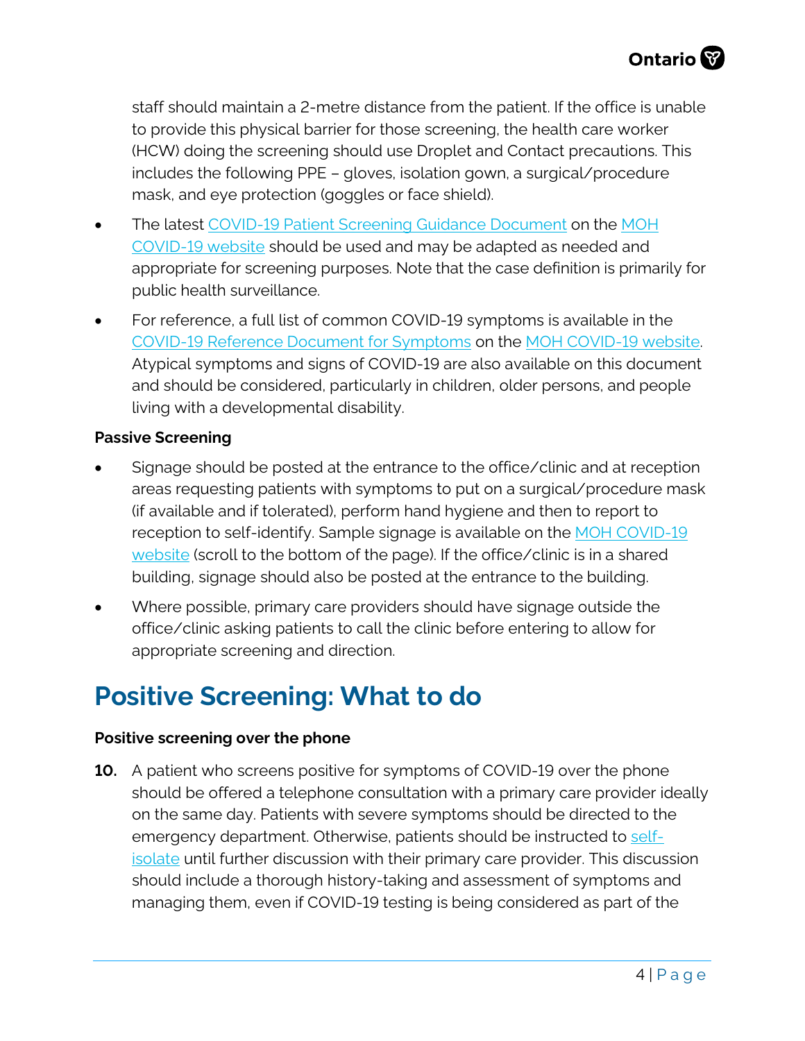staff should maintain a 2-metre distance from the patient. If the office is unable to provide this physical barrier for those screening, the health care worker (HCW) doing the screening should use Droplet and Contact precautions. This includes the following PPE – gloves, isolation gown, a surgical/procedure mask, and eye protection (goggles or face shield).

- The latest COVID-19 Patient Screening Guidance Document on the MOH COVID-19 website should be used and may be adapted as needed and appropriate for screening purposes. Note that the case definition is primarily for public health surveillance.
- For reference, a full list of common COVID-19 symptoms is available in the COVID-19 Reference Document for Symptoms on the MOH COVID-19 website. Atypical symptoms and signs of COVID-19 are also available on this document and should be considered, particularly in children, older persons, and people living with a developmental disability.

**Passive Screening**

- Signage should be posted at the entrance to the office/clinic and at reception areas requesting patients with symptoms to put on a surgical/procedure mask (if available and if tolerated), perform hand hygiene and then to report to reception to self-identify. Sample signage is available on the MOH COVID-19 website (scroll to the bottom of the page). If the office/clinic is in a shared building, signage should also be posted at the entrance to the building.
- Where possible, primary care providers should have signage outside the office/clinic asking patients to call the clinic before entering to allow for appropriate screening and direction.

# Positive Screening: What to do

**Positive screening over the phone**

**10.** A patient who screens positive for symptoms of COVID-19 over the phone should be offered a telephone consultation with a primary care provider ideally on the same day. Patients with severe symptoms should be directed to the emergency department. Otherwise, patients should be instructed to self-isolate until further discussion with their primary care provider. This discussion should include a thorough history-taking and assessment of symptoms and managing them, even if COVID-19 testing is being considered as part of the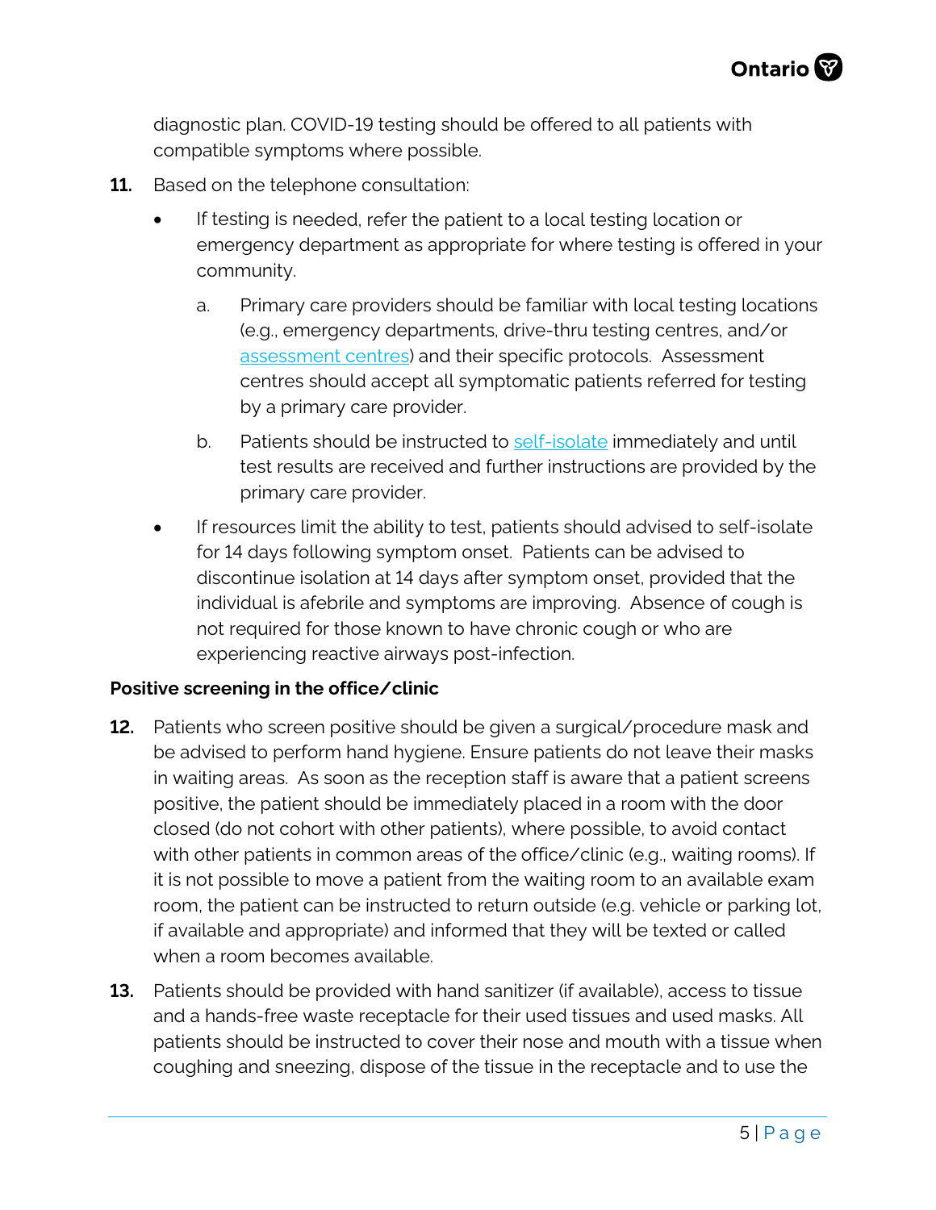diagnostic plan. COVID-19 testing should be offered to all patients with compatible symptoms where possible.

**11.** Based on the telephone consultation:

- If testing is needed, refer the patient to a local testing location or emergency department as appropriate for where testing is offered in your community.

    a. Primary care providers should be familiar with local testing locations (e.g., emergency departments, drive-thru testing centres, and/or assessment centres) and their specific protocols. Assessment centres should accept all symptomatic patients referred for testing by a primary care provider.

    b. Patients should be instructed to self-isolate immediately and until test results are received and further instructions are provided by the primary care provider.

- If resources limit the ability to test, patients should advised to self-isolate for 14 days following symptom onset. Patients can be advised to discontinue isolation at 14 days after symptom onset, provided that the individual is afebrile and symptoms are improving. Absence of cough is not required for those known to have chronic cough or who are experiencing reactive airways post-infection.

**Positive screening in the office/clinic**

**12.** Patients who screen positive should be given a surgical/procedure mask and be advised to perform hand hygiene. Ensure patients do not leave their masks in waiting areas. As soon as the reception staff is aware that a patient screens positive, the patient should be immediately placed in a room with the door closed (do not cohort with other patients), where possible, to avoid contact with other patients in common areas of the office/clinic (e.g., waiting rooms). If it is not possible to move a patient from the waiting room to an available exam room, the patient can be instructed to return outside (e.g. vehicle or parking lot, if available and appropriate) and informed that they will be texted or called when a room becomes available.

**13.** Patients should be provided with hand sanitizer (if available), access to tissue and a hands-free waste receptacle for their used tissues and used masks. All patients should be instructed to cover their nose and mouth with a tissue when coughing and sneezing, dispose of the tissue in the receptacle and to use the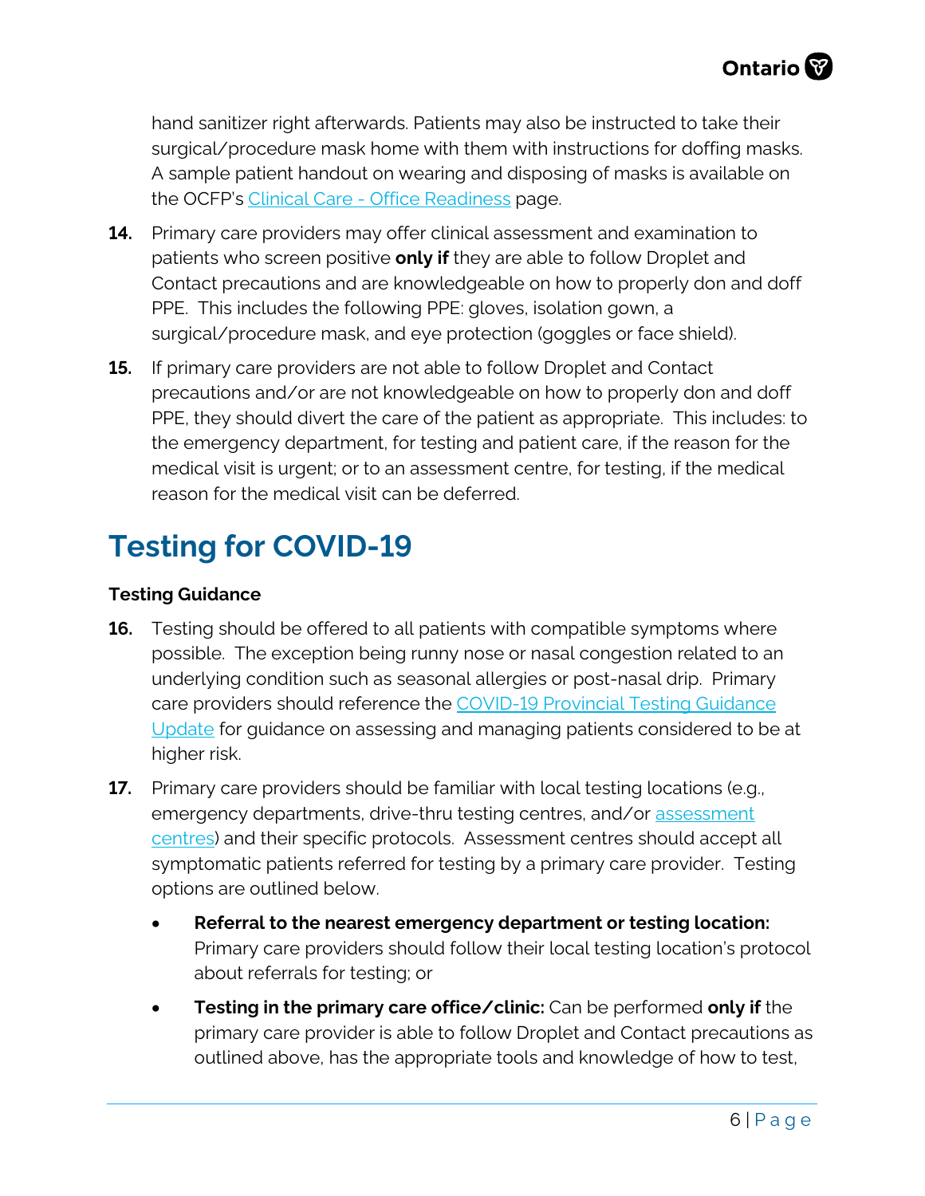hand sanitizer right afterwards. Patients may also be instructed to take their surgical/procedure mask home with them with instructions for doffing masks. A sample patient handout on wearing and disposing of masks is available on the OCFP's Clinical Care - Office Readiness page.

14. Primary care providers may offer clinical assessment and examination to patients who screen positive **only if** they are able to follow Droplet and Contact precautions and are knowledgeable on how to properly don and doff PPE. This includes the following PPE: gloves, isolation gown, a surgical/procedure mask, and eye protection (goggles or face shield).

15. If primary care providers are not able to follow Droplet and Contact precautions and/or are not knowledgeable on how to properly don and doff PPE, they should divert the care of the patient as appropriate. This includes: to the emergency department, for testing and patient care, if the reason for the medical visit is urgent; or to an assessment centre, for testing, if the medical reason for the medical visit can be deferred.

# Testing for COVID-19

### Testing Guidance

16. Testing should be offered to all patients with compatible symptoms where possible. The exception being runny nose or nasal congestion related to an underlying condition such as seasonal allergies or post-nasal drip. Primary care providers should reference the COVID-19 Provincial Testing Guidance Update for guidance on assessing and managing patients considered to be at higher risk.

17. Primary care providers should be familiar with local testing locations (e.g., emergency departments, drive-thru testing centres, and/or assessment centres) and their specific protocols. Assessment centres should accept all symptomatic patients referred for testing by a primary care provider. Testing options are outlined below.

    - **Referral to the nearest emergency department or testing location:** Primary care providers should follow their local testing location's protocol about referrals for testing; or
    - **Testing in the primary care office/clinic:** Can be performed **only if** the primary care provider is able to follow Droplet and Contact precautions as outlined above, has the appropriate tools and knowledge of how to test,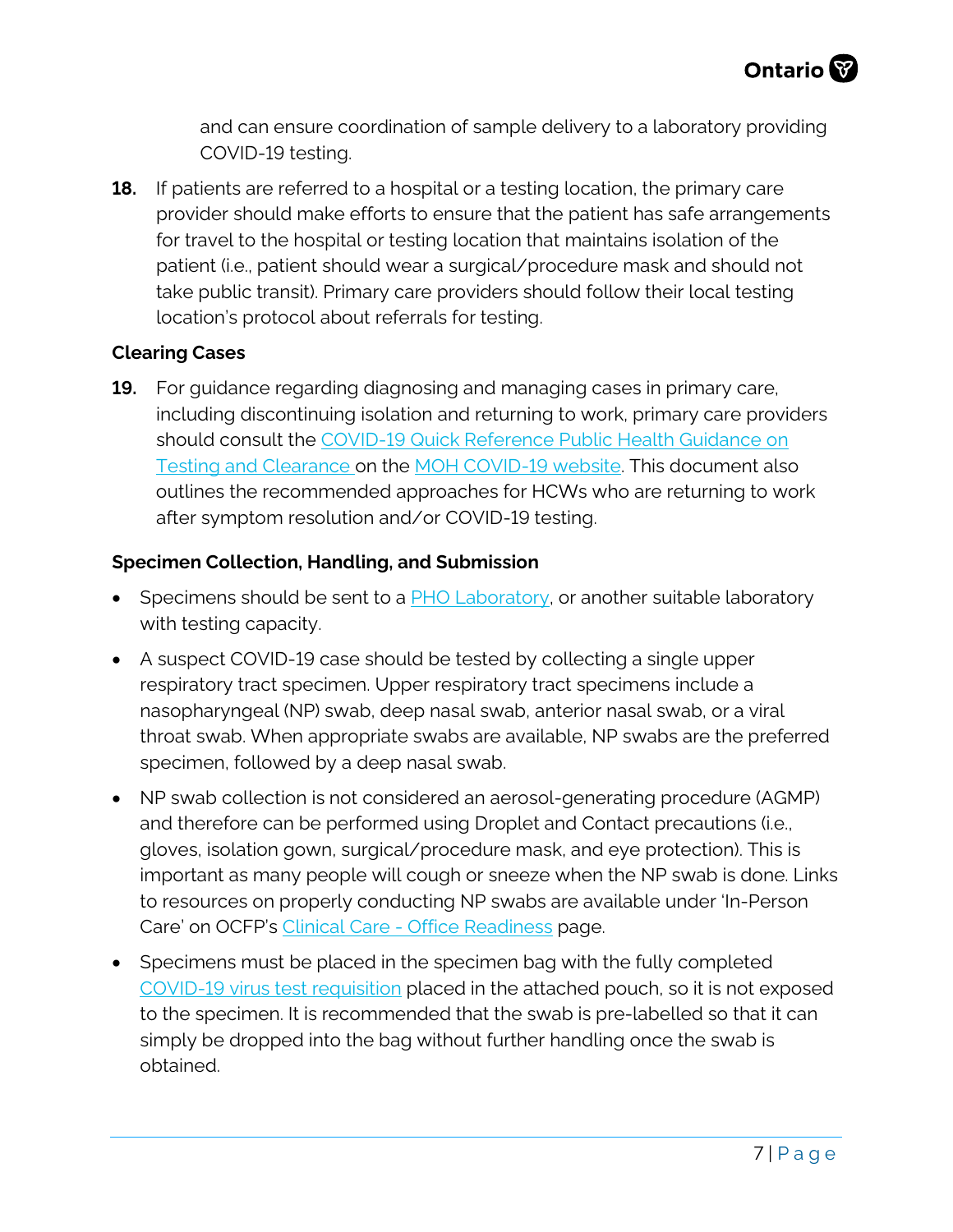and can ensure coordination of sample delivery to a laboratory providing COVID-19 testing.

18. If patients are referred to a hospital or a testing location, the primary care provider should make efforts to ensure that the patient has safe arrangements for travel to the hospital or testing location that maintains isolation of the patient (i.e., patient should wear a surgical/procedure mask and should not take public transit). Primary care providers should follow their local testing location's protocol about referrals for testing.

### Clearing Cases

19. For guidance regarding diagnosing and managing cases in primary care, including discontinuing isolation and returning to work, primary care providers should consult the COVID-19 Quick Reference Public Health Guidance on Testing and Clearance on the MOH COVID-19 website. This document also outlines the recommended approaches for HCWs who are returning to work after symptom resolution and/or COVID-19 testing.

### Specimen Collection, Handling, and Submission

- Specimens should be sent to a PHO Laboratory, or another suitable laboratory with testing capacity.
- A suspect COVID-19 case should be tested by collecting a single upper respiratory tract specimen. Upper respiratory tract specimens include a nasopharyngeal (NP) swab, deep nasal swab, anterior nasal swab, or a viral throat swab. When appropriate swabs are available, NP swabs are the preferred specimen, followed by a deep nasal swab.
- NP swab collection is not considered an aerosol-generating procedure (AGMP) and therefore can be performed using Droplet and Contact precautions (i.e., gloves, isolation gown, surgical/procedure mask, and eye protection). This is important as many people will cough or sneeze when the NP swab is done. Links to resources on properly conducting NP swabs are available under 'In-Person Care' on OCFP's Clinical Care - Office Readiness page.
- Specimens must be placed in the specimen bag with the fully completed COVID-19 virus test requisition placed in the attached pouch, so it is not exposed to the specimen. It is recommended that the swab is pre-labelled so that it can simply be dropped into the bag without further handling once the swab is obtained.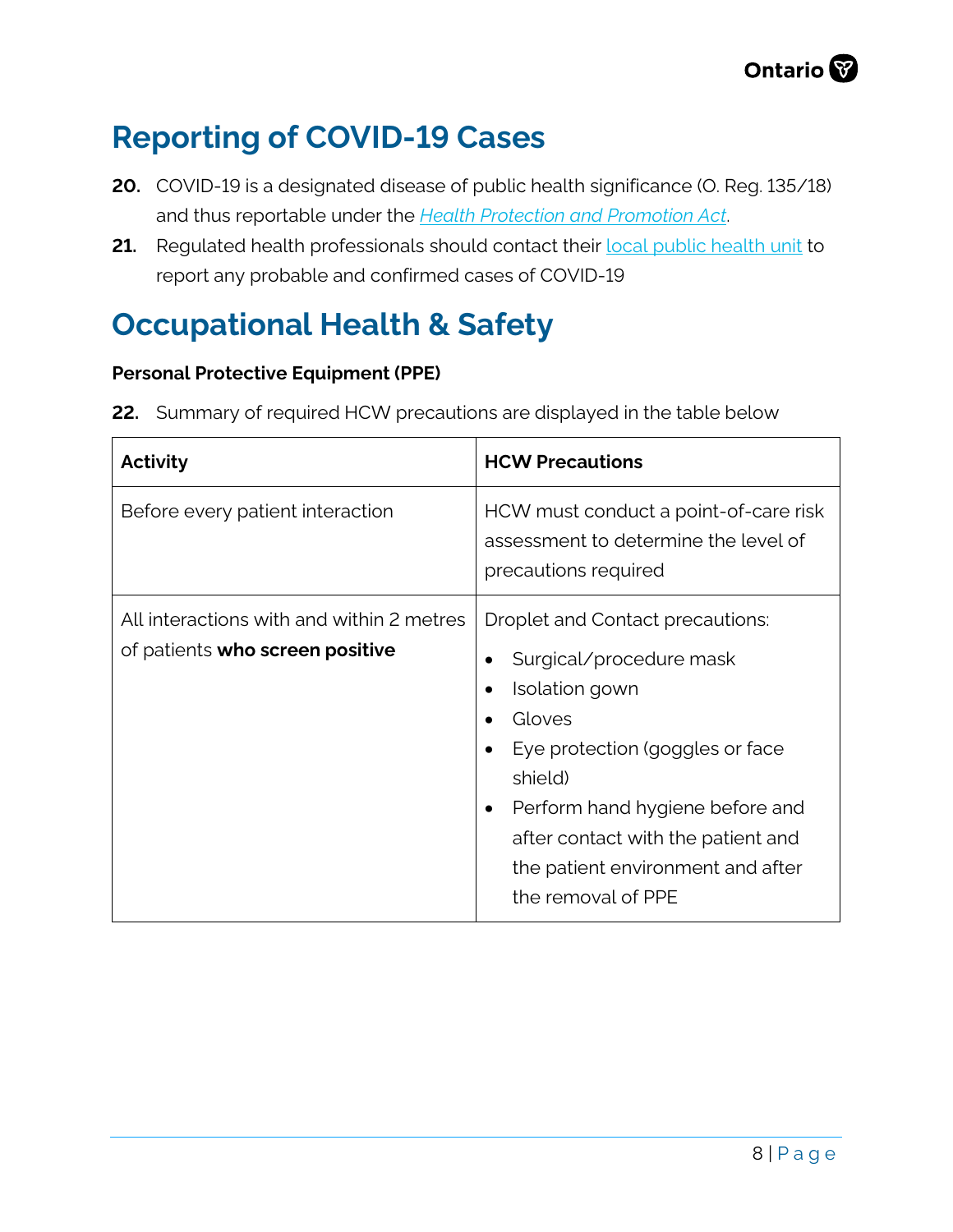# Reporting of COVID-19 Cases

**20.** COVID-19 is a designated disease of public health significance (O. Reg. 135/18) and thus reportable under the *Health Protection and Promotion Act*.

**21.** Regulated health professionals should contact their local public health unit to report any probable and confirmed cases of COVID-19

# Occupational Health & Safety

**Personal Protective Equipment (PPE)**

**22.** Summary of required HCW precautions are displayed in the table below

| Activity | HCW Precautions |
| --- | --- |
| Before every patient interaction | HCW must conduct a point-of-care risk assessment to determine the level of precautions required |
| All interactions with and within 2 metres of patients **who screen positive** | Droplet and Contact precautions:<br>• Surgical/procedure mask<br>• Isolation gown<br>• Gloves<br>• Eye protection (goggles or face shield)<br>• Perform hand hygiene before and after contact with the patient and the patient environment and after the removal of PPE |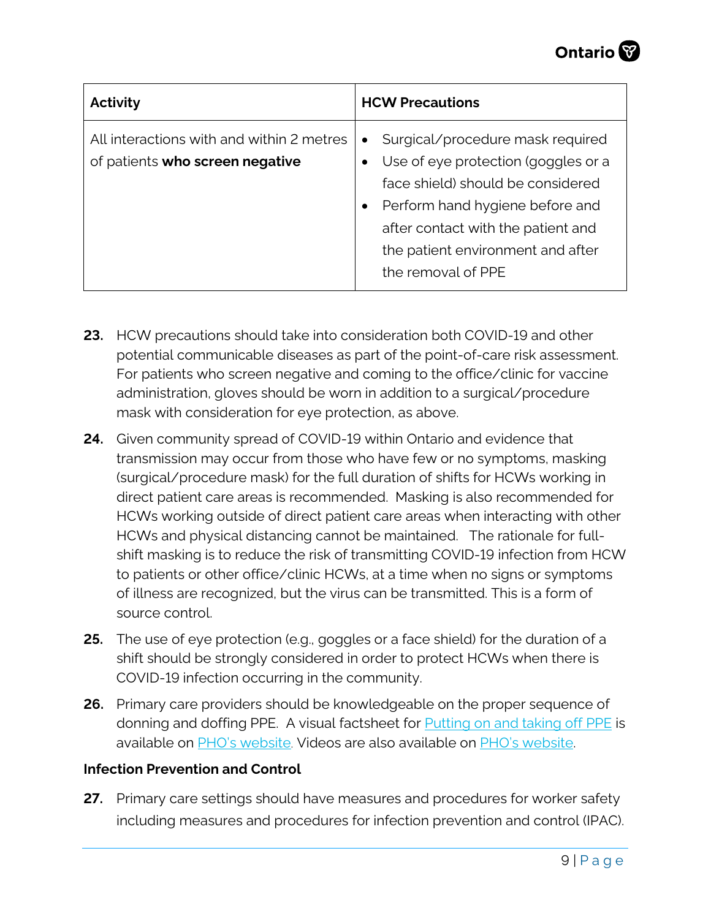| Activity | HCW Precautions |
|---|---|
| All interactions with and within 2 metres of patients **who screen negative** | • Surgical/procedure mask required<br>• Use of eye protection (goggles or a face shield) should be considered<br>• Perform hand hygiene before and after contact with the patient and the patient environment and after the removal of PPE |

**23.** HCW precautions should take into consideration both COVID-19 and other potential communicable diseases as part of the point-of-care risk assessment. For patients who screen negative and coming to the office/clinic for vaccine administration, gloves should be worn in addition to a surgical/procedure mask with consideration for eye protection, as above.

**24.** Given community spread of COVID-19 within Ontario and evidence that transmission may occur from those who have few or no symptoms, masking (surgical/procedure mask) for the full duration of shifts for HCWs working in direct patient care areas is recommended. Masking is also recommended for HCWs working outside of direct patient care areas when interacting with other HCWs and physical distancing cannot be maintained. The rationale for full-shift masking is to reduce the risk of transmitting COVID-19 infection from HCW to patients or other office/clinic HCWs, at a time when no signs or symptoms of illness are recognized, but the virus can be transmitted. This is a form of source control.

**25.** The use of eye protection (e.g., goggles or a face shield) for the duration of a shift should be strongly considered in order to protect HCWs when there is COVID-19 infection occurring in the community.

**26.** Primary care providers should be knowledgeable on the proper sequence of donning and doffing PPE. A visual factsheet for Putting on and taking off PPE is available on PHO's website. Videos are also available on PHO's website.

**Infection Prevention and Control**

**27.** Primary care settings should have measures and procedures for worker safety including measures and procedures for infection prevention and control (IPAC).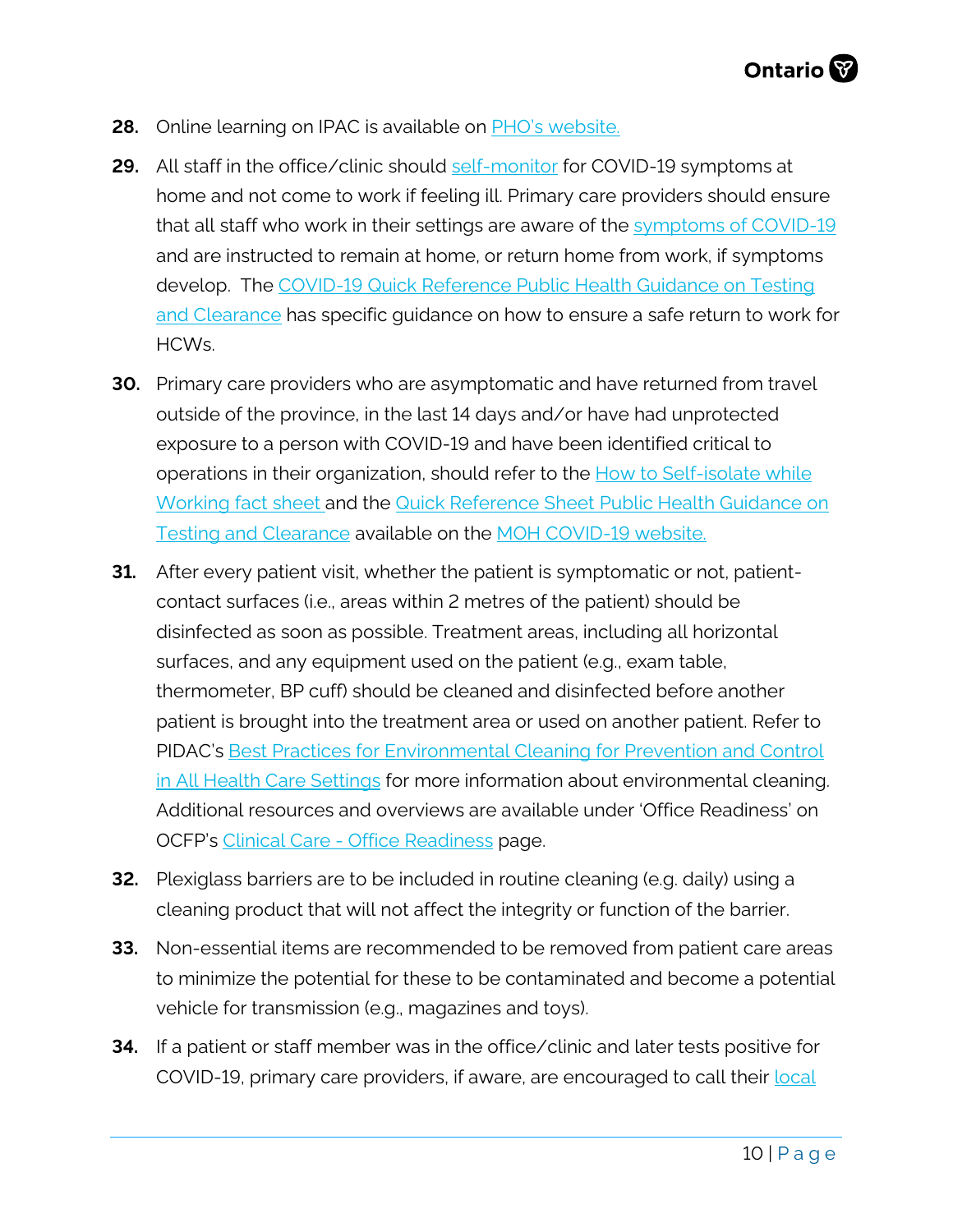28. Online learning on IPAC is available on [PHO's website.]

29. All staff in the office/clinic should [self-monitor] for COVID-19 symptoms at home and not come to work if feeling ill. Primary care providers should ensure that all staff who work in their settings are aware of the [symptoms of COVID-19] and are instructed to remain at home, or return home from work, if symptoms develop. The [COVID-19 Quick Reference Public Health Guidance on Testing and Clearance] has specific guidance on how to ensure a safe return to work for HCWs.

30. Primary care providers who are asymptomatic and have returned from travel outside of the province, in the last 14 days and/or have had unprotected exposure to a person with COVID-19 and have been identified critical to operations in their organization, should refer to the [How to Self-isolate while Working fact sheet] and the [Quick Reference Sheet Public Health Guidance on Testing and Clearance] available on the [MOH COVID-19 website.]

31. After every patient visit, whether the patient is symptomatic or not, patient-contact surfaces (i.e., areas within 2 metres of the patient) should be disinfected as soon as possible. Treatment areas, including all horizontal surfaces, and any equipment used on the patient (e.g., exam table, thermometer, BP cuff) should be cleaned and disinfected before another patient is brought into the treatment area or used on another patient. Refer to PIDAC's [Best Practices for Environmental Cleaning for Prevention and Control in All Health Care Settings] for more information about environmental cleaning. Additional resources and overviews are available under 'Office Readiness' on OCFP's [Clinical Care - Office Readiness] page.

32. Plexiglass barriers are to be included in routine cleaning (e.g. daily) using a cleaning product that will not affect the integrity or function of the barrier.

33. Non-essential items are recommended to be removed from patient care areas to minimize the potential for these to be contaminated and become a potential vehicle for transmission (e.g., magazines and toys).

34. If a patient or staff member was in the office/clinic and later tests positive for COVID-19, primary care providers, if aware, are encouraged to call their [local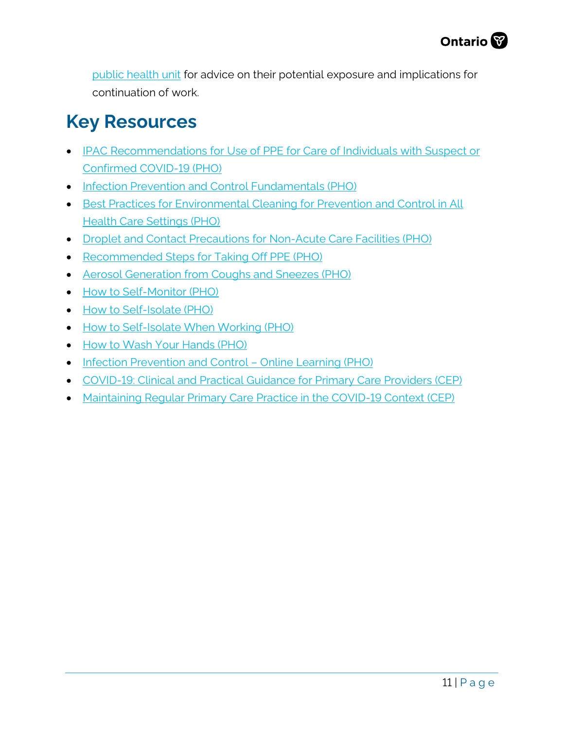public health unit for advice on their potential exposure and implications for continuation of work.

## Key Resources

- IPAC Recommendations for Use of PPE for Care of Individuals with Suspect or Confirmed COVID-19 (PHO)
- Infection Prevention and Control Fundamentals (PHO)
- Best Practices for Environmental Cleaning for Prevention and Control in All Health Care Settings (PHO)
- Droplet and Contact Precautions for Non-Acute Care Facilities (PHO)
- Recommended Steps for Taking Off PPE (PHO)
- Aerosol Generation from Coughs and Sneezes (PHO)
- How to Self-Monitor (PHO)
- How to Self-Isolate (PHO)
- How to Self-Isolate When Working (PHO)
- How to Wash Your Hands (PHO)
- Infection Prevention and Control – Online Learning (PHO)
- COVID-19: Clinical and Practical Guidance for Primary Care Providers (CEP)
- Maintaining Regular Primary Care Practice in the COVID-19 Context (CEP)